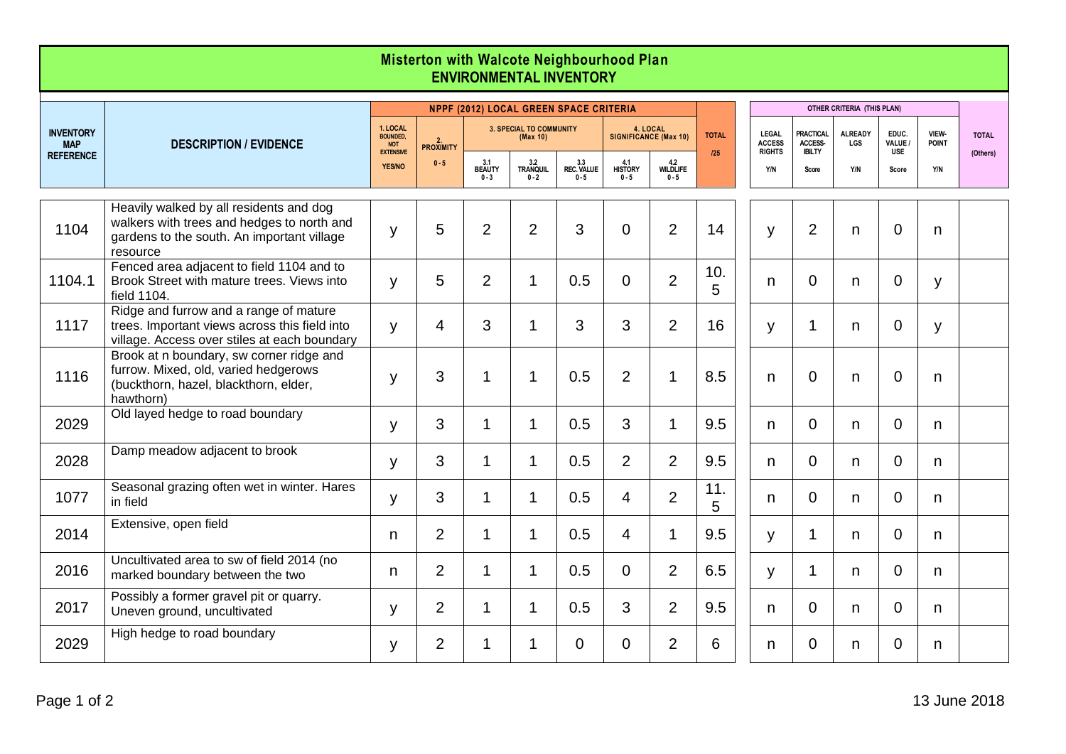# Misterton with Walcote Neighbourhood Plan
## ENVIRONMENTAL INVENTORY

| INVENTORY MAP REFERENCE | DESCRIPTION / EVIDENCE | NPPF (2012) LOCAL GREEN SPACE CRITERIA | | | | | | | TOTAL /25 | OTHER CRITERIA (THIS PLAN) | | | | | TOTAL (Others) |
|---|---|---|---|---|---|---|---|---|---|---|---|---|---|---|---|
| | | 1. LOCAL BOUNDED, NOT EXTENSIVE | 2. PROXIMITY | 3. SPECIAL TO COMMUNITY (Max 10) | | | 4. LOCAL SIGNIFICANCE (Max 10) | | | LEGAL ACCESS RIGHTS | PRACTICAL ACCESS-IBILTY | ALREADY LGS | EDUC. VALUE / USE | VIEW-POINT | |
| | | YES/NO | 0 - 5 | 3.1 BEAUTY 0 - 3 | 3.2 TRANQUIL 0 - 2 | 3.3 REC. VALUE 0 - 5 | 4.1 HISTORY 0 - 5 | 4.2 WILDLIFE 0 - 5 | | Y/N | Score | Y/N | Score | Y/N | |
| 1104 | Heavily walked by all residents and dog walkers with trees and hedges to north and gardens to the south. An important village resource | y | 5 | 2 | 2 | 3 | 0 | 2 | 14 | y | 2 | n | 0 | n | |
| 1104.1 | Fenced area adjacent to field 1104 and to Brook Street with mature trees. Views into field 1104. | y | 5 | 2 | 1 | 0.5 | 0 | 2 | 10.5 | n | 0 | n | 0 | y | |
| 1117 | Ridge and furrow and a range of mature trees. Important views across this field into village. Access over stiles at each boundary | y | 4 | 3 | 1 | 3 | 3 | 2 | 16 | y | 1 | n | 0 | y | |
| 1116 | Brook at n boundary, sw corner ridge and furrow. Mixed, old, varied hedgerows (buckthorn, hazel, blackthorn, elder, hawthorn) | y | 3 | 1 | 1 | 0.5 | 2 | 1 | 8.5 | n | 0 | n | 0 | n | |
| 2029 | Old layed hedge to road boundary | y | 3 | 1 | 1 | 0.5 | 3 | 1 | 9.5 | n | 0 | n | 0 | n | |
| 2028 | Damp meadow adjacent to brook | y | 3 | 1 | 1 | 0.5 | 2 | 2 | 9.5 | n | 0 | n | 0 | n | |
| 1077 | Seasonal grazing often wet in winter. Hares in field | y | 3 | 1 | 1 | 0.5 | 4 | 2 | 11.5 | n | 0 | n | 0 | n | |
| 2014 | Extensive, open field | n | 2 | 1 | 1 | 0.5 | 4 | 1 | 9.5 | y | 1 | n | 0 | n | |
| 2016 | Uncultivated area to sw of field 2014 (no marked boundary between the two | n | 2 | 1 | 1 | 0.5 | 0 | 2 | 6.5 | y | 1 | n | 0 | n | |
| 2017 | Possibly a former gravel pit or quarry. Uneven ground, uncultivated | y | 2 | 1 | 1 | 0.5 | 3 | 2 | 9.5 | n | 0 | n | 0 | n | |
| 2029 | High hedge to road boundary | y | 2 | 1 | 1 | 0 | 0 | 2 | 6 | n | 0 | n | 0 | n | |

13 June 2018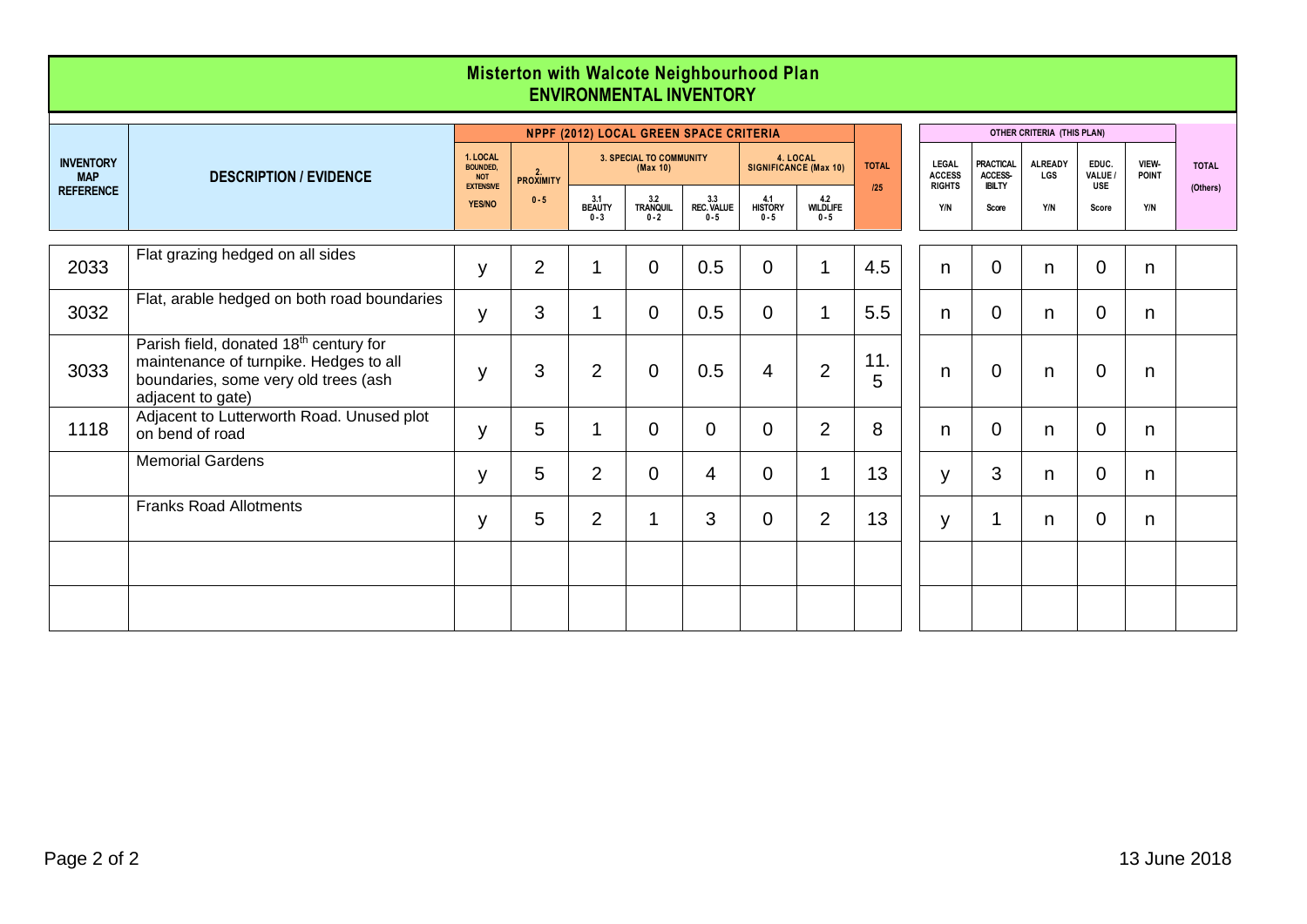# Misterton with Walcote Neighbourhood Plan
## ENVIRONMENTAL INVENTORY

| INVENTORY MAP REFERENCE | DESCRIPTION / EVIDENCE | NPPF (2012) LOCAL GREEN SPACE CRITERIA | | | | | | | | OTHER CRITERIA (THIS PLAN) | | | | | |
|---|---|---|---|---|---|---|---|---|---|---|---|---|---|---|---|
| | | 1. LOCAL BOUNDED, NOT EXTENSIVE | 2. PROXIMITY | 3. SPECIAL TO COMMUNITY (Max 10) | | | 4. LOCAL SIGNIFICANCE (Max 10) | | TOTAL | LEGAL ACCESS RIGHTS | PRACTICAL ACCESS-IBILTY | ALREADY LGS | EDUC. VALUE / USE | VIEW-POINT | TOTAL (Others) |
| | | YES/NO | 0 - 5 | 3.1 BEAUTY 0 - 3 | 3.2 TRANQUIL 0 - 2 | 3.3 REC. VALUE 0 - 5 | 4.1 HISTORY 0 - 5 | 4.2 WILDLIFE 0 - 5 | /25 | Y/N | Score | Y/N | Score | Y/N | |
| 2033 | Flat grazing hedged on all sides | y | 2 | 1 | 0 | 0.5 | 0 | 1 | 4.5 | n | 0 | n | 0 | n | |
| 3032 | Flat, arable hedged on both road boundaries | y | 3 | 1 | 0 | 0.5 | 0 | 1 | 5.5 | n | 0 | n | 0 | n | |
| 3033 | Parish field, donated 18th century for maintenance of turnpike. Hedges to all boundaries, some very old trees (ash adjacent to gate) | y | 3 | 2 | 0 | 0.5 | 4 | 2 | 11.5 | n | 0 | n | 0 | n | |
| 1118 | Adjacent to Lutterworth Road. Unused plot on bend of road | y | 5 | 1 | 0 | 0 | 0 | 2 | 8 | n | 0 | n | 0 | n | |
| | Memorial Gardens | y | 5 | 2 | 0 | 4 | 0 | 1 | 13 | y | 3 | n | 0 | n | |
| | Franks Road Allotments | y | 5 | 2 | 1 | 3 | 0 | 2 | 13 | y | 1 | n | 0 | n | |
| | | | | | | | | | | | | | | | |
| | | | | | | | | | | | | | | | |

13 June 2018